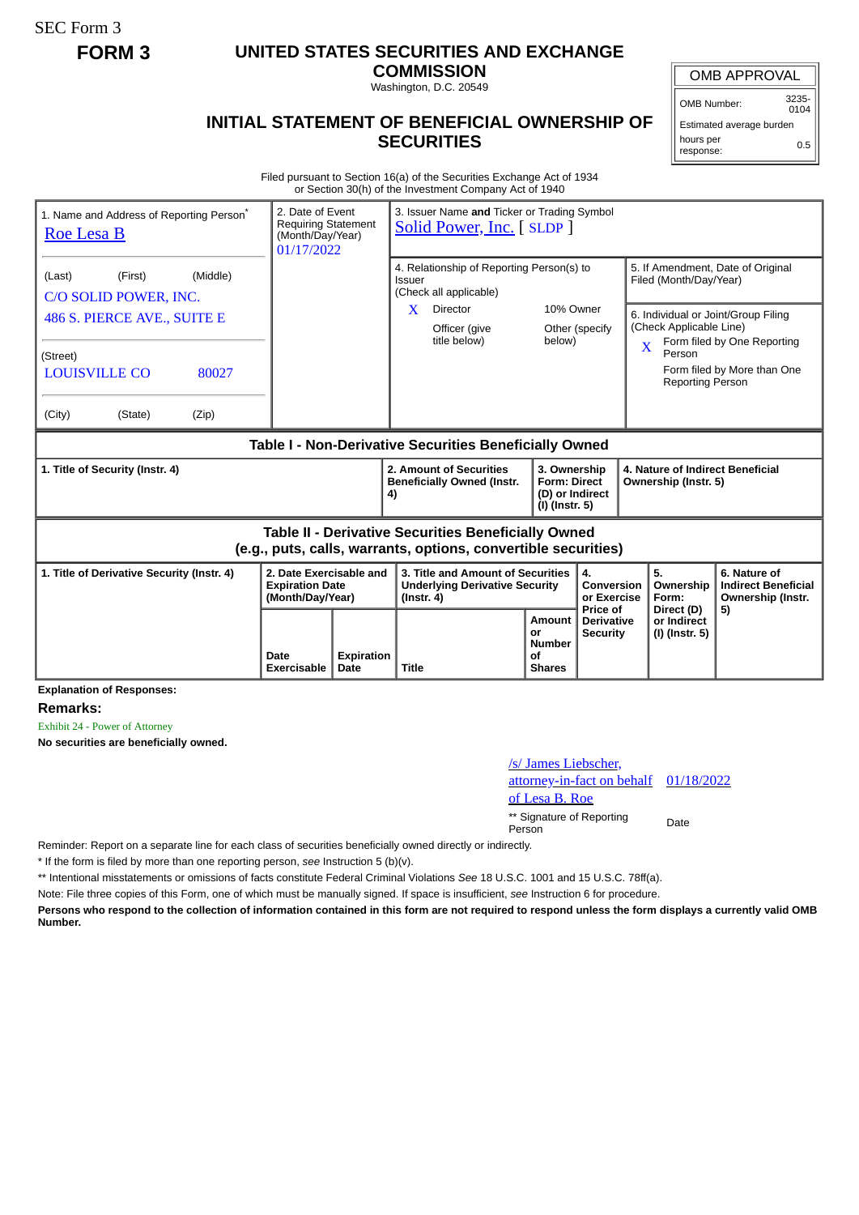SEC Form 3

**FORM 3**

# UNITED STATES SECURITIES AND EXCHANGE COMMISSION

Washington, D.C. 20549

## INITIAL STATEMENT OF BENEFICIAL OWNERSHIP OF SECURITIES

| OMB APPROVAL | |
|---|---|
| OMB Number: | 3235-0104 |
| Estimated average burden | |
| hours per response: | 0.5 |

Filed pursuant to Section 16(a) of the Securities Exchange Act of 1934 or Section 30(h) of the Investment Company Act of 1940

| 1. Name and Address of Reporting Person* | 2. Date of Event Requiring Statement (Month/Day/Year) | 3. Issuer Name **and** Ticker or Trading Symbol |
|---|---|---|
| Roe Lesa B | 01/17/2022 | Solid Power, Inc. [ SLDP ] |
| (Last) (First) (Middle) C/O SOLID POWER, INC. 486 S. PIERCE AVE., SUITE E | | 4. Relationship of Reporting Person(s) to Issuer (Check all applicable) X Director ___ 10% Owner ___ Officer (give title below) ___ Other (specify below) |
| (Street) LOUISVILLE CO 80027 | | 5. If Amendment, Date of Original Filed (Month/Day/Year) |
| (City) (State) (Zip) | | 6. Individual or Joint/Group Filing (Check Applicable Line) X Form filed by One Reporting Person ___ Form filed by More than One Reporting Person |

**Table I - Non-Derivative Securities Beneficially Owned**

| 1. Title of Security (Instr. 4) | 2. Amount of Securities Beneficially Owned (Instr. 4) | 3. Ownership Form: Direct (D) or Indirect (I) (Instr. 5) | 4. Nature of Indirect Beneficial Ownership (Instr. 5) |
|---|---|---|---|

**Table II - Derivative Securities Beneficially Owned (e.g., puts, calls, warrants, options, convertible securities)**

| 1. Title of Derivative Security (Instr. 4) | 2. Date Exercisable and Expiration Date (Month/Day/Year) | | 3. Title and Amount of Securities Underlying Derivative Security (Instr. 4) | | 4. Conversion or Exercise Price of Derivative Security | 5. Ownership Form: Direct (D) or Indirect (I) (Instr. 5) | 6. Nature of Indirect Beneficial Ownership (Instr. 5) |
|---|---|---|---|---|---|---|---|
| | Date Exercisable | Expiration Date | Title | Amount or Number of Shares | | | |

**Explanation of Responses:**

**Remarks:**

Exhibit 24 - Power of Attorney

**No securities are beneficially owned.**

| /s/ James Liebscher, attorney-in-fact on behalf of Lesa B. Roe | 01/18/2022 |
|---|---|
| ** Signature of Reporting Person | Date |

Reminder: Report on a separate line for each class of securities beneficially owned directly or indirectly.

* If the form is filed by more than one reporting person, *see* Instruction 5 (b)(v).

** Intentional misstatements or omissions of facts constitute Federal Criminal Violations *See* 18 U.S.C. 1001 and 15 U.S.C. 78ff(a).

Note: File three copies of this Form, one of which must be manually signed. If space is insufficient, *see* Instruction 6 for procedure.

**Persons who respond to the collection of information contained in this form are not required to respond unless the form displays a currently valid OMB Number.**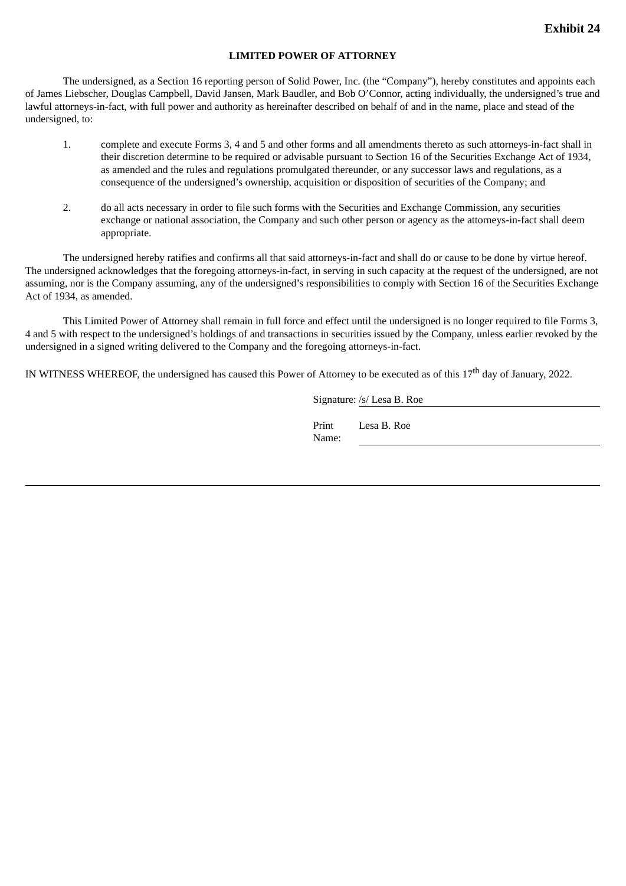**Exhibit 24**

**LIMITED POWER OF ATTORNEY**

The undersigned, as a Section 16 reporting person of Solid Power, Inc. (the "Company"), hereby constitutes and appoints each of James Liebscher, Douglas Campbell, David Jansen, Mark Baudler, and Bob O'Connor, acting individually, the undersigned's true and lawful attorneys-in-fact, with full power and authority as hereinafter described on behalf of and in the name, place and stead of the undersigned, to:

1. complete and execute Forms 3, 4 and 5 and other forms and all amendments thereto as such attorneys-in-fact shall in their discretion determine to be required or advisable pursuant to Section 16 of the Securities Exchange Act of 1934, as amended and the rules and regulations promulgated thereunder, or any successor laws and regulations, as a consequence of the undersigned's ownership, acquisition or disposition of securities of the Company; and

2. do all acts necessary in order to file such forms with the Securities and Exchange Commission, any securities exchange or national association, the Company and such other person or agency as the attorneys-in-fact shall deem appropriate.

The undersigned hereby ratifies and confirms all that said attorneys-in-fact and shall do or cause to be done by virtue hereof. The undersigned acknowledges that the foregoing attorneys-in-fact, in serving in such capacity at the request of the undersigned, are not assuming, nor is the Company assuming, any of the undersigned's responsibilities to comply with Section 16 of the Securities Exchange Act of 1934, as amended.

This Limited Power of Attorney shall remain in full force and effect until the undersigned is no longer required to file Forms 3, 4 and 5 with respect to the undersigned's holdings of and transactions in securities issued by the Company, unless earlier revoked by the undersigned in a signed writing delivered to the Company and the foregoing attorneys-in-fact.

IN WITNESS WHEREOF, the undersigned has caused this Power of Attorney to be executed as of this 17th day of January, 2022.

Signature: /s/ Lesa B. Roe

Print Name: Lesa B. Roe